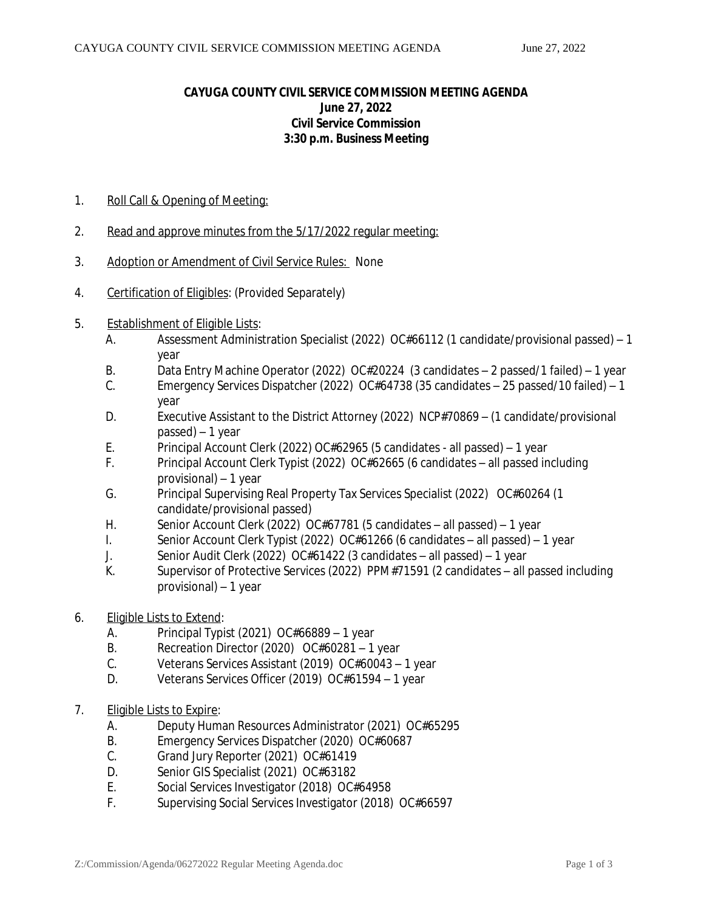**CAYUGA COUNTY CIVIL SERVICE COMMISSION MEETING AGENDA**
**June 27, 2022**
**Civil Service Commission**
**3:30 p.m. Business Meeting**

1. Roll Call & Opening of Meeting:

2. Read and approve minutes from the 5/17/2022 regular meeting:

3. Adoption or Amendment of Civil Service Rules: None

4. Certification of Eligibles: (Provided Separately)

5. Establishment of Eligible Lists:
   - A. Assessment Administration Specialist (2022) OC#66112 (1 candidate/provisional passed) – 1 year
   - B. Data Entry Machine Operator (2022) OC#20224 (3 candidates – 2 passed/1 failed) – 1 year
   - C. Emergency Services Dispatcher (2022) OC#64738 (35 candidates – 25 passed/10 failed) – 1 year
   - D. Executive Assistant to the District Attorney (2022) NCP#70869 – (1 candidate/provisional passed) – 1 year
   - E. Principal Account Clerk (2022) OC#62965 (5 candidates - all passed) – 1 year
   - F. Principal Account Clerk Typist (2022) OC#62665 (6 candidates – all passed including provisional) – 1 year
   - G. Principal Supervising Real Property Tax Services Specialist (2022) OC#60264 (1 candidate/provisional passed)
   - H. Senior Account Clerk (2022) OC#67781 (5 candidates – all passed) – 1 year
   - I. Senior Account Clerk Typist (2022) OC#61266 (6 candidates – all passed) – 1 year
   - J. Senior Audit Clerk (2022) OC#61422 (3 candidates – all passed) – 1 year
   - K. Supervisor of Protective Services (2022) PPM#71591 (2 candidates – all passed including provisional) – 1 year

6. Eligible Lists to Extend:
   - A. Principal Typist (2021) OC#66889 – 1 year
   - B. Recreation Director (2020) OC#60281 – 1 year
   - C. Veterans Services Assistant (2019) OC#60043 – 1 year
   - D. Veterans Services Officer (2019) OC#61594 – 1 year

7. Eligible Lists to Expire:
   - A. Deputy Human Resources Administrator (2021) OC#65295
   - B. Emergency Services Dispatcher (2020) OC#60687
   - C. Grand Jury Reporter (2021) OC#61419
   - D. Senior GIS Specialist (2021) OC#63182
   - E. Social Services Investigator (2018) OC#64958
   - F. Supervising Social Services Investigator (2018) OC#66597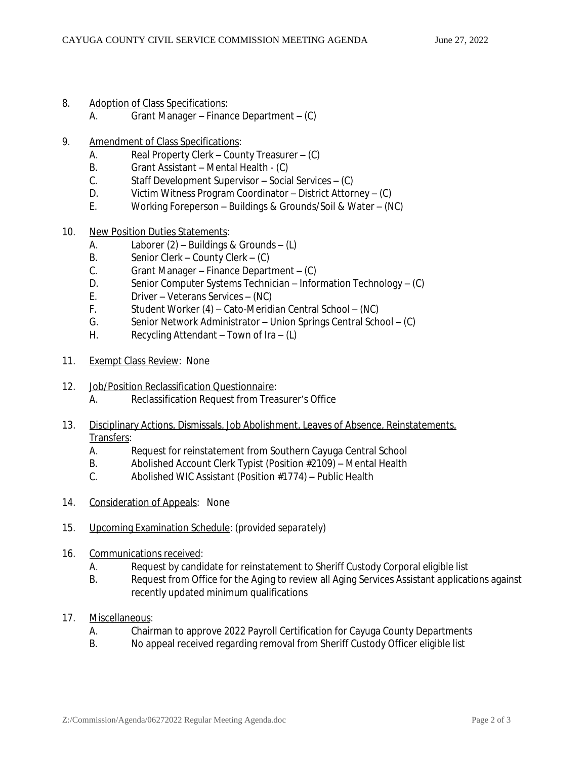8. <u>Adoption of Class Specifications</u>:
   - A. Grant Manager – Finance Department – (C)

9. <u>Amendment of Class Specifications</u>:
   - A. Real Property Clerk – County Treasurer – (C)
   - B. Grant Assistant – Mental Health - (C)
   - C. Staff Development Supervisor – Social Services – (C)
   - D. Victim Witness Program Coordinator – District Attorney – (C)
   - E. Working Foreperson – Buildings & Grounds/Soil & Water – (NC)

10. <u>New Position Duties Statements</u>:
    - A. Laborer (2) – Buildings & Grounds – (L)
    - B. Senior Clerk – County Clerk – (C)
    - C. Grant Manager – Finance Department – (C)
    - D. Senior Computer Systems Technician – Information Technology – (C)
    - E. Driver – Veterans Services – (NC)
    - F. Student Worker (4) – Cato-Meridian Central School – (NC)
    - G. Senior Network Administrator – Union Springs Central School – (C)
    - H. Recycling Attendant – Town of Ira – (L)

11. <u>Exempt Class Review</u>: None

12. <u>Job/Position Reclassification Questionnaire</u>:
    - A. Reclassification Request from Treasurer's Office

13. <u>Disciplinary Actions, Dismissals, Job Abolishment, Leaves of Absence, Reinstatements, Transfers</u>:
    - A. Request for reinstatement from Southern Cayuga Central School
    - B. Abolished Account Clerk Typist (Position #2109) – Mental Health
    - C. Abolished WIC Assistant (Position #1774) – Public Health

14. <u>Consideration of Appeals</u>: None

15. <u>Upcoming Examination Schedule</u>: (provided separately)

16. <u>Communications received</u>:
    - A. Request by candidate for reinstatement to Sheriff Custody Corporal eligible list
    - B. Request from Office for the Aging to review all Aging Services Assistant applications against recently updated minimum qualifications

17. <u>Miscellaneous</u>:
    - A. Chairman to approve 2022 Payroll Certification for Cayuga County Departments
    - B. No appeal received regarding removal from Sheriff Custody Officer eligible list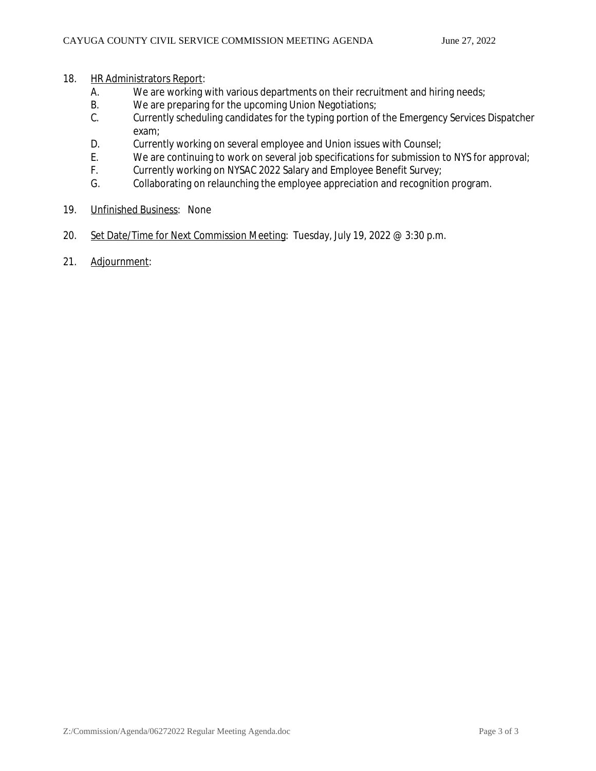18. <u>HR Administrators Report</u>:
    A. We are working with various departments on their recruitment and hiring needs;
    B. We are preparing for the upcoming Union Negotiations;
    C. Currently scheduling candidates for the typing portion of the Emergency Services Dispatcher exam;
    D. Currently working on several employee and Union issues with Counsel;
    E. We are continuing to work on several job specifications for submission to NYS for approval;
    F. Currently working on NYSAC 2022 Salary and Employee Benefit Survey;
    G. Collaborating on relaunching the employee appreciation and recognition program.

19. <u>Unfinished Business</u>: None

20. <u>Set Date/Time for Next Commission Meeting</u>: Tuesday, July 19, 2022 @ 3:30 p.m.

21. <u>Adjournment</u>: